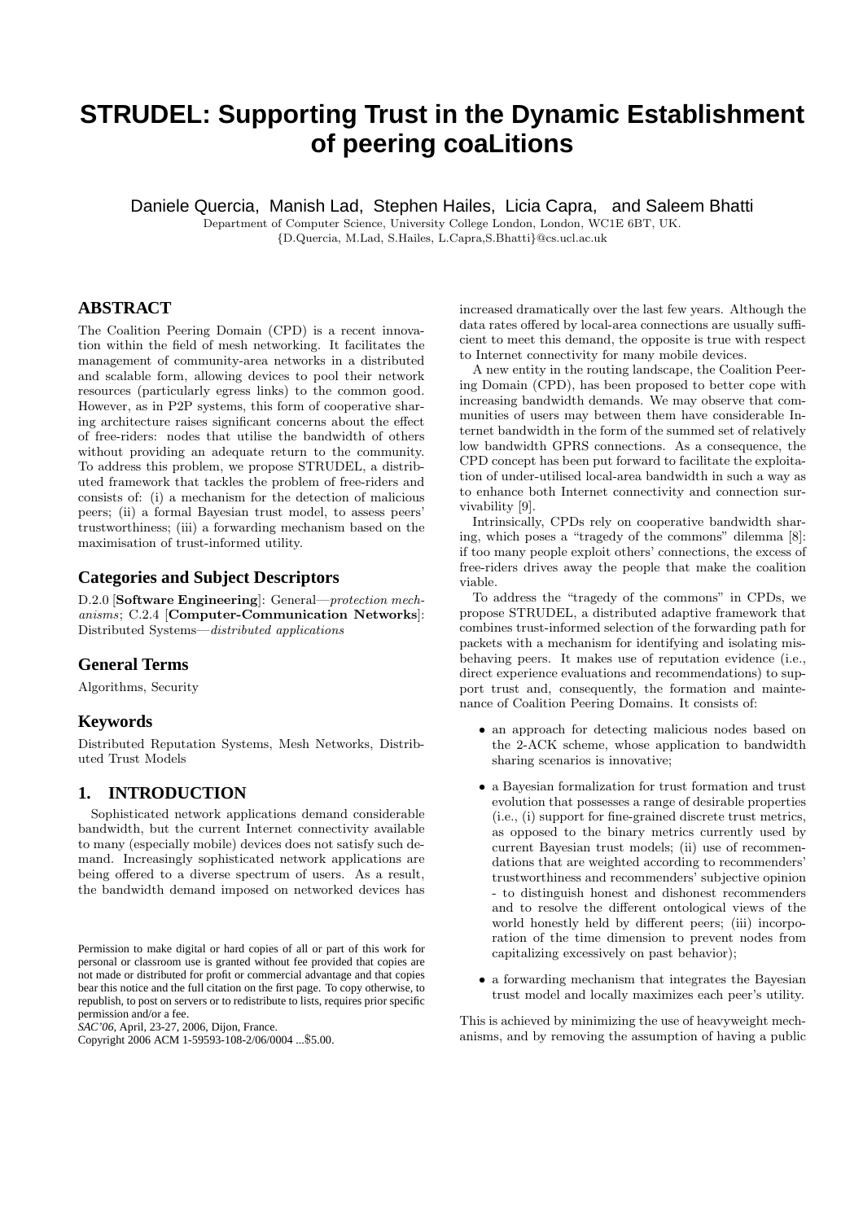# STRUDEL: Supporting Trust in the Dynamic Establishment of peering coaLitions

Daniele Quercia, Manish Lad, Stephen Hailes, Licia Capra, and Saleem Bhatti

Department of Computer Science, University College London, London, WC1E 6BT, UK.
{D.Quercia, M.Lad, S.Hailes, L.Capra,S.Bhatti}@cs.ucl.ac.uk

## ABSTRACT

The Coalition Peering Domain (CPD) is a recent innovation within the field of mesh networking. It facilitates the management of community-area networks in a distributed and scalable form, allowing devices to pool their network resources (particularly egress links) to the common good. However, as in P2P systems, this form of cooperative sharing architecture raises significant concerns about the effect of free-riders: nodes that utilise the bandwidth of others without providing an adequate return to the community. To address this problem, we propose STRUDEL, a distributed framework that tackles the problem of free-riders and consists of: (i) a mechanism for the detection of malicious peers; (ii) a formal Bayesian trust model, to assess peers' trustworthiness; (iii) a forwarding mechanism based on the maximisation of trust-informed utility.

### Categories and Subject Descriptors

D.2.0 [**Software Engineering**]: General—*protection mechanisms*; C.2.4 [**Computer-Communication Networks**]: Distributed Systems—*distributed applications*

### General Terms

Algorithms, Security

### Keywords

Distributed Reputation Systems, Mesh Networks, Distributed Trust Models

## 1. INTRODUCTION

Sophisticated network applications demand considerable bandwidth, but the current Internet connectivity available to many (especially mobile) devices does not satisfy such demand. Increasingly sophisticated network applications are being offered to a diverse spectrum of users. As a result, the bandwidth demand imposed on networked devices has increased dramatically over the last few years. Although the data rates offered by local-area connections are usually sufficient to meet this demand, the opposite is true with respect to Internet connectivity for many mobile devices.

A new entity in the routing landscape, the Coalition Peering Domain (CPD), has been proposed to better cope with increasing bandwidth demands. We may observe that communities of users may between them have considerable Internet bandwidth in the form of the summed set of relatively low bandwidth GPRS connections. As a consequence, the CPD concept has been put forward to facilitate the exploitation of under-utilised local-area bandwidth in such a way as to enhance both Internet connectivity and connection survivability [9].

Intrinsically, CPDs rely on cooperative bandwidth sharing, which poses a "tragedy of the commons" dilemma [8]: if too many people exploit others' connections, the excess of free-riders drives away the people that make the coalition viable.

To address the "tragedy of the commons" in CPDs, we propose STRUDEL, a distributed adaptive framework that combines trust-informed selection of the forwarding path for packets with a mechanism for identifying and isolating misbehaving peers. It makes use of reputation evidence (i.e., direct experience evaluations and recommendations) to support trust and, consequently, the formation and maintenance of Coalition Peering Domains. It consists of:

- an approach for detecting malicious nodes based on the 2-ACK scheme, whose application to bandwidth sharing scenarios is innovative;
- a Bayesian formalization for trust formation and trust evolution that possesses a range of desirable properties (i.e., (i) support for fine-grained discrete trust metrics, as opposed to the binary metrics currently used by current Bayesian trust models; (ii) use of recommendations that are weighted according to recommenders' trustworthiness and recommenders' subjective opinion - to distinguish honest and dishonest recommenders and to resolve the different ontological views of the world honestly held by different peers; (iii) incorporation of the time dimension to prevent nodes from capitalizing excessively on past behavior);
- a forwarding mechanism that integrates the Bayesian trust model and locally maximizes each peer's utility.

This is achieved by minimizing the use of heavyweight mechanisms, and by removing the assumption of having a public

Permission to make digital or hard copies of all or part of this work for personal or classroom use is granted without fee provided that copies are not made or distributed for profit or commercial advantage and that copies bear this notice and the full citation on the first page. To copy otherwise, to republish, to post on servers or to redistribute to lists, requires prior specific permission and/or a fee.
*SAC'06,* April, 23-27, 2006, Dijon, France.
Copyright 2006 ACM 1-59593-108-2/06/0004 ...$5.00.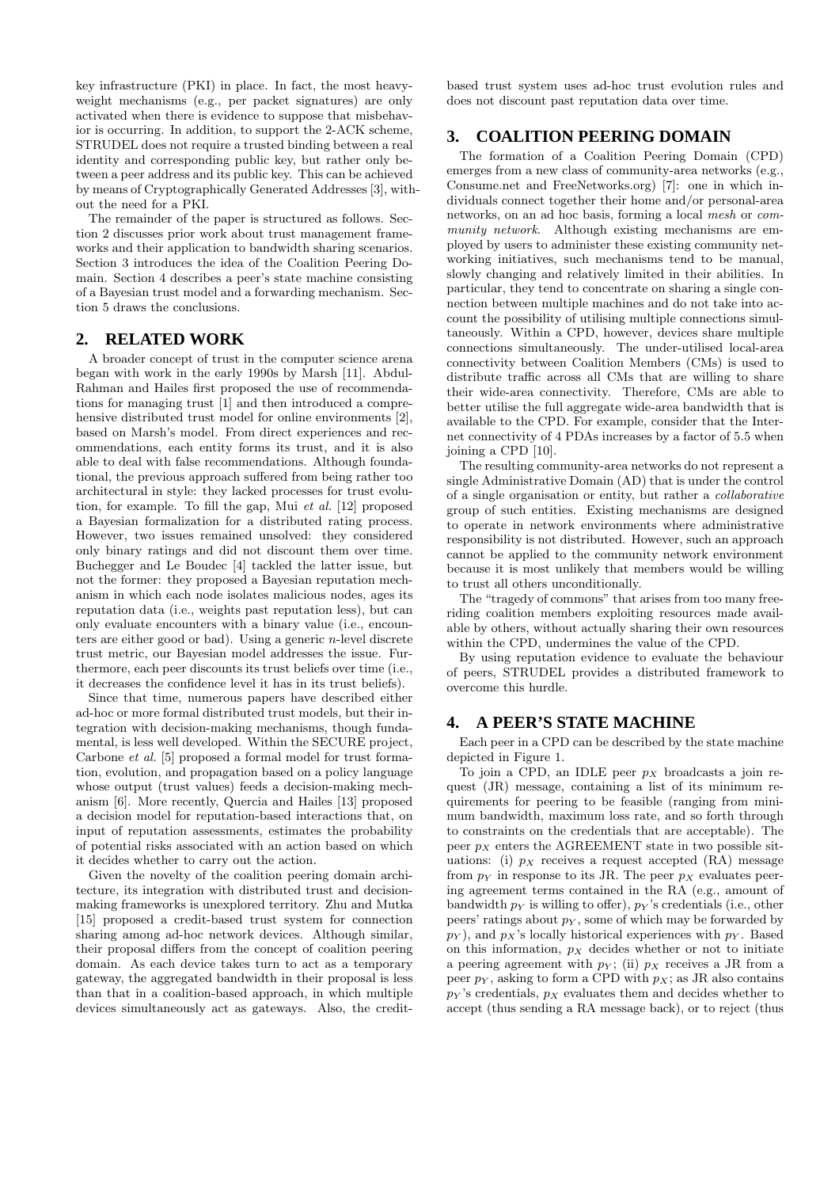key infrastructure (PKI) in place. In fact, the most heavy-weight mechanisms (e.g., per packet signatures) are only activated when there is evidence to suppose that misbehavior is occurring. In addition, to support the 2-ACK scheme, STRUDEL does not require a trusted binding between a real identity and corresponding public key, but rather only between a peer address and its public key. This can be achieved by means of Cryptographically Generated Addresses [3], without the need for a PKI.

The remainder of the paper is structured as follows. Section 2 discusses prior work about trust management frameworks and their application to bandwidth sharing scenarios. Section 3 introduces the idea of the Coalition Peering Domain. Section 4 describes a peer's state machine consisting of a Bayesian trust model and a forwarding mechanism. Section 5 draws the conclusions.

## 2. RELATED WORK

A broader concept of trust in the computer science arena began with work in the early 1990s by Marsh [11]. Abdul-Rahman and Hailes first proposed the use of recommendations for managing trust [1] and then introduced a comprehensive distributed trust model for online environments [2], based on Marsh's model. From direct experiences and recommendations, each entity forms its trust, and it is also able to deal with false recommendations. Although foundational, the previous approach suffered from being rather too architectural in style: they lacked processes for trust evolution, for example. To fill the gap, Mui *et al.* [12] proposed a Bayesian formalization for a distributed rating process. However, two issues remained unsolved: they considered only binary ratings and did not discount them over time. Buchegger and Le Boudec [4] tackled the latter issue, but not the former: they proposed a Bayesian reputation mechanism in which each node isolates malicious nodes, ages its reputation data (i.e., weights past reputation less), but can only evaluate encounters with a binary value (i.e., encounters are either good or bad). Using a generic $n$-level discrete trust metric, our Bayesian model addresses the issue. Furthermore, each peer discounts its trust beliefs over time (i.e., it decreases the confidence level it has in its trust beliefs).

Since that time, numerous papers have described either ad-hoc or more formal distributed trust models, but their integration with decision-making mechanisms, though fundamental, is less well developed. Within the SECURE project, Carbone *et al.* [5] proposed a formal model for trust formation, evolution, and propagation based on a policy language whose output (trust values) feeds a decision-making mechanism [6]. More recently, Quercia and Hailes [13] proposed a decision model for reputation-based interactions that, on input of reputation assessments, estimates the probability of potential risks associated with an action based on which it decides whether to carry out the action.

Given the novelty of the coalition peering domain architecture, its integration with distributed trust and decision-making frameworks is unexplored territory. Zhu and Mutka [15] proposed a credit-based trust system for connection sharing among ad-hoc network devices. Although similar, their proposal differs from the concept of coalition peering domain. As each device takes turn to act as a temporary gateway, the aggregated bandwidth in their proposal is less than that in a coalition-based approach, in which multiple devices simultaneously act as gateways. Also, the credit-based trust system uses ad-hoc trust evolution rules and does not discount past reputation data over time.

## 3. COALITION PEERING DOMAIN

The formation of a Coalition Peering Domain (CPD) emerges from a new class of community-area networks (e.g., Consume.net and FreeNetworks.org) [7]: one in which individuals connect together their home and/or personal-area networks, on an ad hoc basis, forming a local *mesh* or *community network*. Although existing mechanisms are employed by users to administer these existing community networking initiatives, such mechanisms tend to be manual, slowly changing and relatively limited in their abilities. In particular, they tend to concentrate on sharing a single connection between multiple machines and do not take into account the possibility of utilising multiple connections simultaneously. Within a CPD, however, devices share multiple connections simultaneously. The under-utilised local-area connectivity between Coalition Members (CMs) is used to distribute traffic across all CMs that are willing to share their wide-area connectivity. Therefore, CMs are able to better utilise the full aggregate wide-area bandwidth that is available to the CPD. For example, consider that the Internet connectivity of 4 PDAs increases by a factor of 5.5 when joining a CPD [10].

The resulting community-area networks do not represent a single Administrative Domain (AD) that is under the control of a single organisation or entity, but rather a *collaborative* group of such entities. Existing mechanisms are designed to operate in network environments where administrative responsibility is not distributed. However, such an approach cannot be applied to the community network environment because it is most unlikely that members would be willing to trust all others unconditionally.

The "tragedy of commons" that arises from too many free-riding coalition members exploiting resources made available by others, without actually sharing their own resources within the CPD, undermines the value of the CPD.

By using reputation evidence to evaluate the behaviour of peers, STRUDEL provides a distributed framework to overcome this hurdle.

## 4. A PEER'S STATE MACHINE

Each peer in a CPD can be described by the state machine depicted in Figure 1.

To join a CPD, an IDLE peer $p_X$ broadcasts a join request (JR) message, containing a list of its minimum requirements for peering to be feasible (ranging from minimum bandwidth, maximum loss rate, and so forth through to constraints on the credentials that are acceptable). The peer $p_X$ enters the AGREEMENT state in two possible situations: (i) $p_X$ receives a request accepted (RA) message from $p_Y$ in response to its JR. The peer $p_X$ evaluates peering agreement terms contained in the RA (e.g., amount of bandwidth $p_Y$ is willing to offer), $p_Y$'s credentials (i.e., other peers' ratings about $p_Y$, some of which may be forwarded by $p_Y$), and $p_X$'s locally historical experiences with $p_Y$. Based on this information, $p_X$ decides whether or not to initiate a peering agreement with $p_Y$; (ii) $p_X$ receives a JR from a peer $p_Y$, asking to form a CPD with $p_X$; as JR also contains $p_Y$'s credentials, $p_X$ evaluates them and decides whether to accept (thus sending a RA message back), or to reject (thus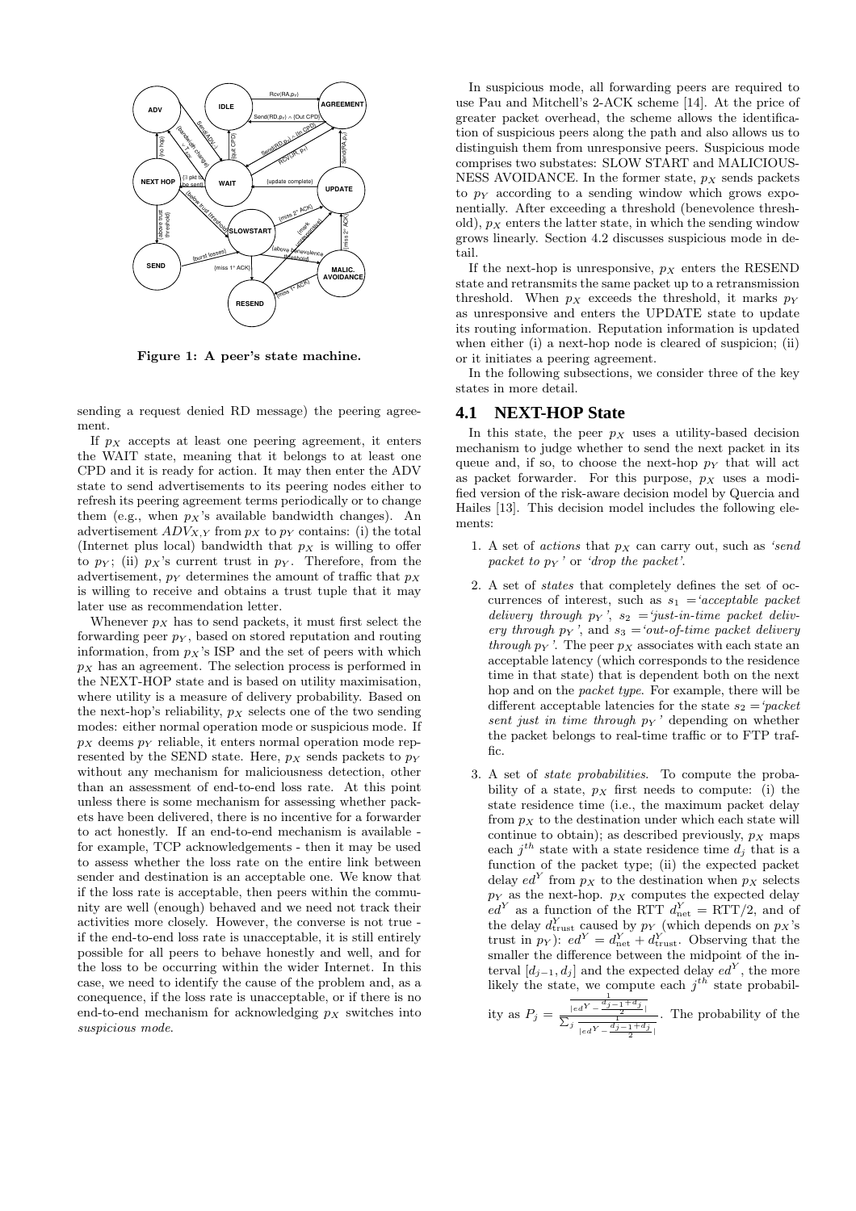Figure 1: A peer's state machine.

sending a request denied RD message) the peering agreement.

If $p_X$ accepts at least one peering agreement, it enters the WAIT state, meaning that it belongs to at least one CPD and it is ready for action. It may then enter the ADV state to send advertisements to its peering nodes either to refresh its peering agreement terms periodically or to change them (e.g., when $p_X$'s available bandwidth changes). An advertisement $ADV_{X,Y}$ from $p_X$ to $p_Y$ contains: (i) the total (Internet plus local) bandwidth that $p_X$ is willing to offer to $p_Y$; (ii) $p_X$'s current trust in $p_Y$. Therefore, from the advertisement, $p_Y$ determines the amount of traffic that $p_X$ is willing to receive and obtains a trust tuple that it may later use as recommendation letter.

Whenever $p_X$ has to send packets, it must first select the forwarding peer $p_Y$, based on stored reputation and routing information, from $p_X$'s ISP and the set of peers with which $p_X$ has an agreement. The selection process is performed in the NEXT-HOP state and is based on utility maximisation, where utility is a measure of delivery probability. Based on the next-hop's reliability, $p_X$ selects one of the two sending modes: either normal operation mode or suspicious mode. If $p_X$ deems $p_Y$ reliable, it enters normal operation mode represented by the SEND state. Here, $p_X$ sends packets to $p_Y$ without any mechanism for maliciousness detection, other than an assessment of end-to-end loss rate. At this point unless there is some mechanism for assessing whether packets have been delivered, there is no incentive for a forwarder to act honestly. If an end-to-end mechanism is available - for example, TCP acknowledgements - then it may be used to assess whether the loss rate on the entire link between sender and destination is an acceptable one. We know that if the loss rate is acceptable, then peers within the community are well (enough) behaved and we need not track their activities more closely. However, the converse is not true - if the end-to-end loss rate is unacceptable, it is still entirely possible for all peers to behave honestly and well, and for the loss to be occurring within the wider Internet. In this case, we need to identify the cause of the problem and, as a conequence, if the loss rate is unacceptable, or if there is no end-to-end mechanism for acknowledging $p_X$ switches into *suspicious mode*.

In suspicious mode, all forwarding peers are required to use Pau and Mitchell's 2-ACK scheme [14]. At the price of greater packet overhead, the scheme allows the identification of suspicious peers along the path and also allows us to distinguish them from unresponsive peers. Suspicious mode comprises two substates: SLOW START and MALICIOUSNESS AVOIDANCE. In the former state, $p_X$ sends packets to $p_Y$ according to a sending window which grows exponentially. After exceeding a threshold (benevolence threshold), $p_X$ enters the latter state, in which the sending window grows linearly. Section 4.2 discusses suspicious mode in detail.

If the next-hop is unresponsive, $p_X$ enters the RESEND state and retransmits the same packet up to a retransmission threshold. When $p_X$ exceeds the threshold, it marks $p_Y$ as unresponsive and enters the UPDATE state to update its routing information. Reputation information is updated when either (i) a next-hop node is cleared of suspicion; (ii) or it initiates a peering agreement.

In the following subsections, we consider three of the key states in more detail.

## 4.1 NEXT-HOP State

In this state, the peer $p_X$ uses a utility-based decision mechanism to judge whether to send the next packet in its queue and, if so, to choose the next-hop $p_Y$ that will act as packet forwarder. For this purpose, $p_X$ uses a modified version of the risk-aware decision model by Quercia and Hailes [13]. This decision model includes the following elements:

1. A set of *actions* that $p_X$ can carry out, such as *'send packet to $p_Y$'* or *'drop the packet'*.
2. A set of *states* that completely defines the set of occurrences of interest, such as $s_1$ =*'acceptable packet delivery through $p_Y$'*, $s_2$ =*'just-in-time packet delivery through $p_Y$'*, and $s_3$ =*'out-of-time packet delivery through $p_Y$'*. The peer $p_X$ associates with each state an acceptable latency (which corresponds to the residence time in that state) that is dependent both on the next hop and on the *packet type*. For example, there will be different acceptable latencies for the state $s_2$ =*'packet sent just in time through $p_Y$'* depending on whether the packet belongs to real-time traffic or to FTP traffic.
3. A set of *state probabilities*. To compute the probability of a state, $p_X$ first needs to compute: (i) the state residence time (i.e., the maximum packet delay from $p_X$ to the destination under which each state will continue to obtain); as described previously, $p_X$ maps each $j^{th}$ state with a state residence time $d_j$ that is a function of the packet type; (ii) the expected packet delay $ed^Y$ from $p_X$ to the destination when $p_X$ selects $p_Y$ as the next-hop. $p_X$ computes the expected delay $ed^Y$ as a function of the RTT $d^Y_{\text{net}} = \text{RTT}/2$, and of the delay $d^Y_{\text{trust}}$ caused by $p_Y$ (which depends on $p_X$'s trust in $p_Y$): $ed^Y = d^Y_{\text{net}} + d^Y_{\text{trust}}$. Observing that the smaller the difference between the midpoint of the interval $[d_{j-1}, d_j]$ and the expected delay $ed^Y$, the more likely the state, we compute each $j^{th}$ state probability as $P_j = \frac{\frac{1}{|ed^Y - \frac{d_{j-1}+d_j}{2}|}}{\sum_j \frac{1}{|ed^Y - \frac{d_{j-1}+d_j}{2}|}}$. The probability of the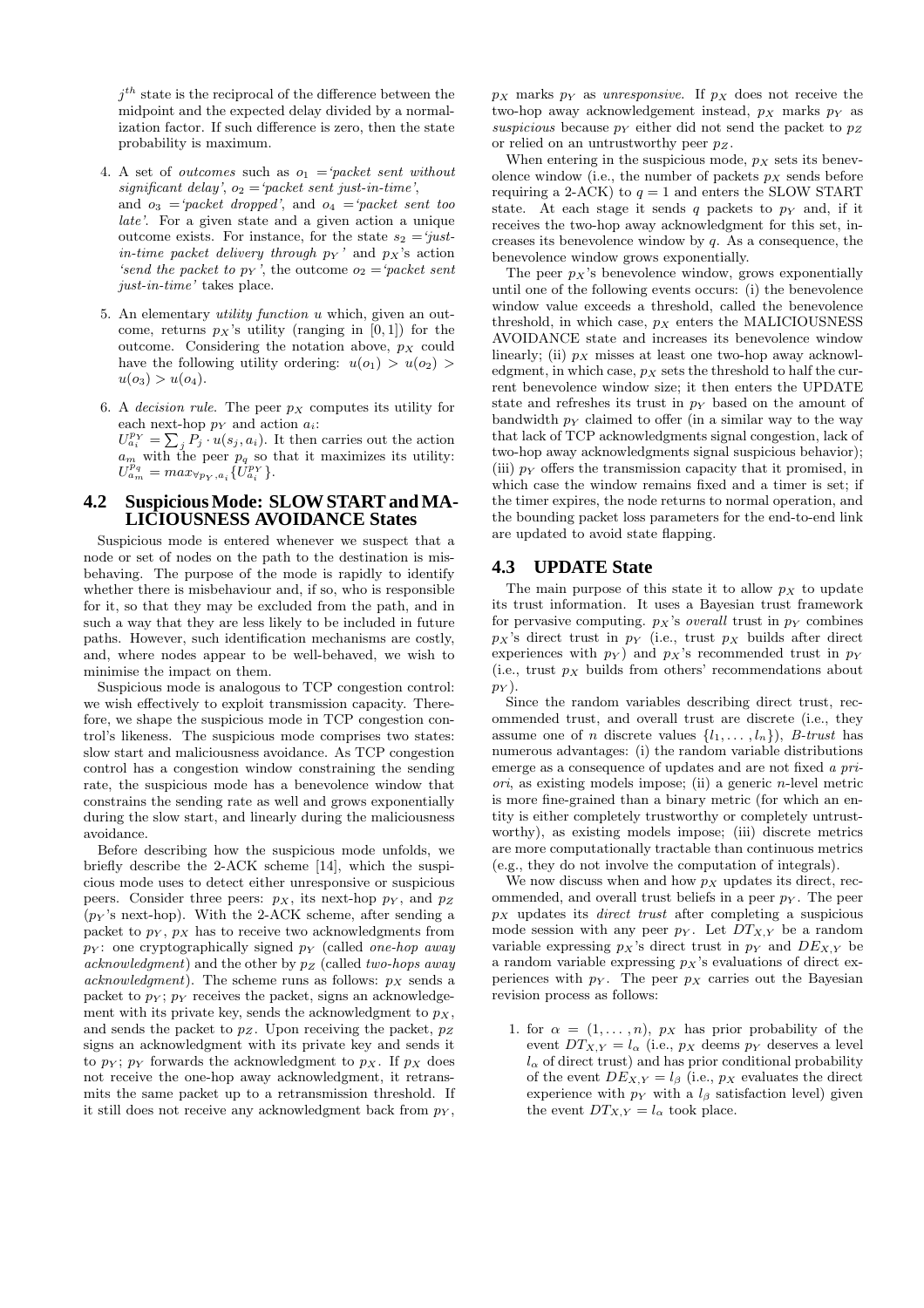$j^{th}$ state is the reciprocal of the difference between the midpoint and the expected delay divided by a normalization factor. If such difference is zero, then the state probability is maximum.

4. A set of *outcomes* such as $o_1$ =*'packet sent without significant delay'*, $o_2$ =*'packet sent just-in-time'*, and $o_3$ =*'packet dropped'*, and $o_4$ =*'packet sent too late'*. For a given state and a given action a unique outcome exists. For instance, for the state $s_2$ =*'just-in-time packet delivery through* $p_Y$*'* and $p_X$'s action *'send the packet to* $p_Y$*'*, the outcome $o_2$ =*'packet sent just-in-time'* takes place.

5. An elementary *utility function* $u$ which, given an outcome, returns $p_X$'s utility (ranging in $[0, 1]$) for the outcome. Considering the notation above, $p_X$ could have the following utility ordering: $u(o_1) > u(o_2) > u(o_3) > u(o_4)$.

6. A *decision rule*. The peer $p_X$ computes its utility for each next-hop $p_Y$ and action $a_i$: $U_{a_i}^{p_Y} = \sum_j P_j \cdot u(s_j, a_i)$. It then carries out the action $a_m$ with the peer $p_q$ so that it maximizes its utility: $U_{a_m}^{p_q} = max_{\forall p_Y, a_i}\{U_{a_i}^{p_Y}\}$.

## 4.2 Suspicious Mode: SLOW START and MALICIOUSNESS AVOIDANCE States

Suspicious mode is entered whenever we suspect that a node or set of nodes on the path to the destination is misbehaving. The purpose of the mode is rapidly to identify whether there is misbehaviour and, if so, who is responsible for it, so that they may be excluded from the path, and in such a way that they are less likely to be included in future paths. However, such identification mechanisms are costly, and, where nodes appear to be well-behaved, we wish to minimise the impact on them.

Suspicious mode is analogous to TCP congestion control: we wish effectively to exploit transmission capacity. Therefore, we shape the suspicious mode in TCP congestion control's likeness. The suspicious mode comprises two states: slow start and maliciousness avoidance. As TCP congestion control has a congestion window constraining the sending rate, the suspicious mode has a benevolence window that constrains the sending rate as well and grows exponentially during the slow start, and linearly during the maliciousness avoidance.

Before describing how the suspicious mode unfolds, we briefly describe the 2-ACK scheme [14], which the suspicious mode uses to detect either unresponsive or suspicious peers. Consider three peers: $p_X$, its next-hop $p_Y$, and $p_Z$ ($p_Y$'s next-hop). With the 2-ACK scheme, after sending a packet to $p_Y$, $p_X$ has to receive two acknowledgments from $p_Y$: one cryptographically signed $p_Y$ (called *one-hop away acknowledgment*) and the other by $p_Z$ (called *two-hops away acknowledgment*). The scheme runs as follows: $p_X$ sends a packet to $p_Y$; $p_Y$ receives the packet, signs an acknowledgement with its private key, sends the acknowledgment to $p_X$, and sends the packet to $p_Z$. Upon receiving the packet, $p_Z$ signs an acknowledgment with its private key and sends it to $p_Y$; $p_Y$ forwards the acknowledgment to $p_X$. If $p_X$ does not receive the one-hop away acknowledgment, it retransmits the same packet up to a retransmission threshold. If it still does not receive any acknowledgment back from $p_Y$, $p_X$ marks $p_Y$ as *unresponsive*. If $p_X$ does not receive the two-hop away acknowledgement instead, $p_X$ marks $p_Y$ as *suspicious* because $p_Y$ either did not send the packet to $p_Z$ or relied on an untrustworthy peer $p_Z$.

When entering in the suspicious mode, $p_X$ sets its benevolence window (i.e., the number of packets $p_X$ sends before requiring a 2-ACK) to $q = 1$ and enters the SLOW START state. At each stage it sends $q$ packets to $p_Y$ and, if it receives the two-hop away acknowledgment for this set, increases its benevolence window by $q$. As a consequence, the benevolence window grows exponentially.

The peer $p_X$'s benevolence window, grows exponentially until one of the following events occurs: (i) the benevolence window value exceeds a threshold, called the benevolence threshold, in which case, $p_X$ enters the MALICIOUSNESS AVOIDANCE state and increases its benevolence window linearly; (ii) $p_X$ misses at least one two-hop away acknowledgment, in which case, $p_X$ sets the threshold to half the current benevolence window size; it then enters the UPDATE state and refreshes its trust in $p_Y$ based on the amount of bandwidth $p_Y$ claimed to offer (in a similar way to the way that lack of TCP acknowledgments signal congestion, lack of two-hop away acknowledgments signal suspicious behavior); (iii) $p_Y$ offers the transmission capacity that it promised, in which case the window remains fixed and a timer is set; if the timer expires, the node returns to normal operation, and the bounding packet loss parameters for the end-to-end link are updated to avoid state flapping.

## 4.3 UPDATE State

The main purpose of this state it to allow $p_X$ to update its trust information. It uses a Bayesian trust framework for pervasive computing. $p_X$'s *overall* trust in $p_Y$ combines $p_X$'s direct trust in $p_Y$ (i.e., trust $p_X$ builds after direct experiences with $p_Y$) and $p_X$'s recommended trust in $p_Y$ (i.e., trust $p_X$ builds from others' recommendations about $p_Y$).

Since the random variables describing direct trust, recommended trust, and overall trust are discrete (i.e., they assume one of $n$ discrete values $\{l_1, \ldots, l_n\}$), *B-trust* has numerous advantages: (i) the random variable distributions emerge as a consequence of updates and are not fixed *a priori*, as existing models impose; (ii) a generic $n$-level metric is more fine-grained than a binary metric (for which an entity is either completely trustworthy or completely untrustworthy), as existing models impose; (iii) discrete metrics are more computationally tractable than continuous metrics (e.g., they do not involve the computation of integrals).

We now discuss when and how $p_X$ updates its direct, recommended, and overall trust beliefs in a peer $p_Y$. The peer $p_X$ updates its *direct trust* after completing a suspicious mode session with any peer $p_Y$. Let $DT_{X,Y}$ be a random variable expressing $p_X$'s direct trust in $p_Y$ and $DE_{X,Y}$ be a random variable expressing $p_X$'s evaluations of direct experiences with $p_Y$. The peer $p_X$ carries out the Bayesian revision process as follows:

1. for $\alpha = (1, \ldots, n)$, $p_X$ has prior probability of the event $DT_{X,Y} = l_\alpha$ (i.e., $p_X$ deems $p_Y$ deserves a level $l_\alpha$ of direct trust) and has prior conditional probability of the event $DE_{X,Y} = l_\beta$ (i.e., $p_X$ evaluates the direct experience with $p_Y$ with a $l_\beta$ satisfaction level) given the event $DT_{X,Y} = l_\alpha$ took place.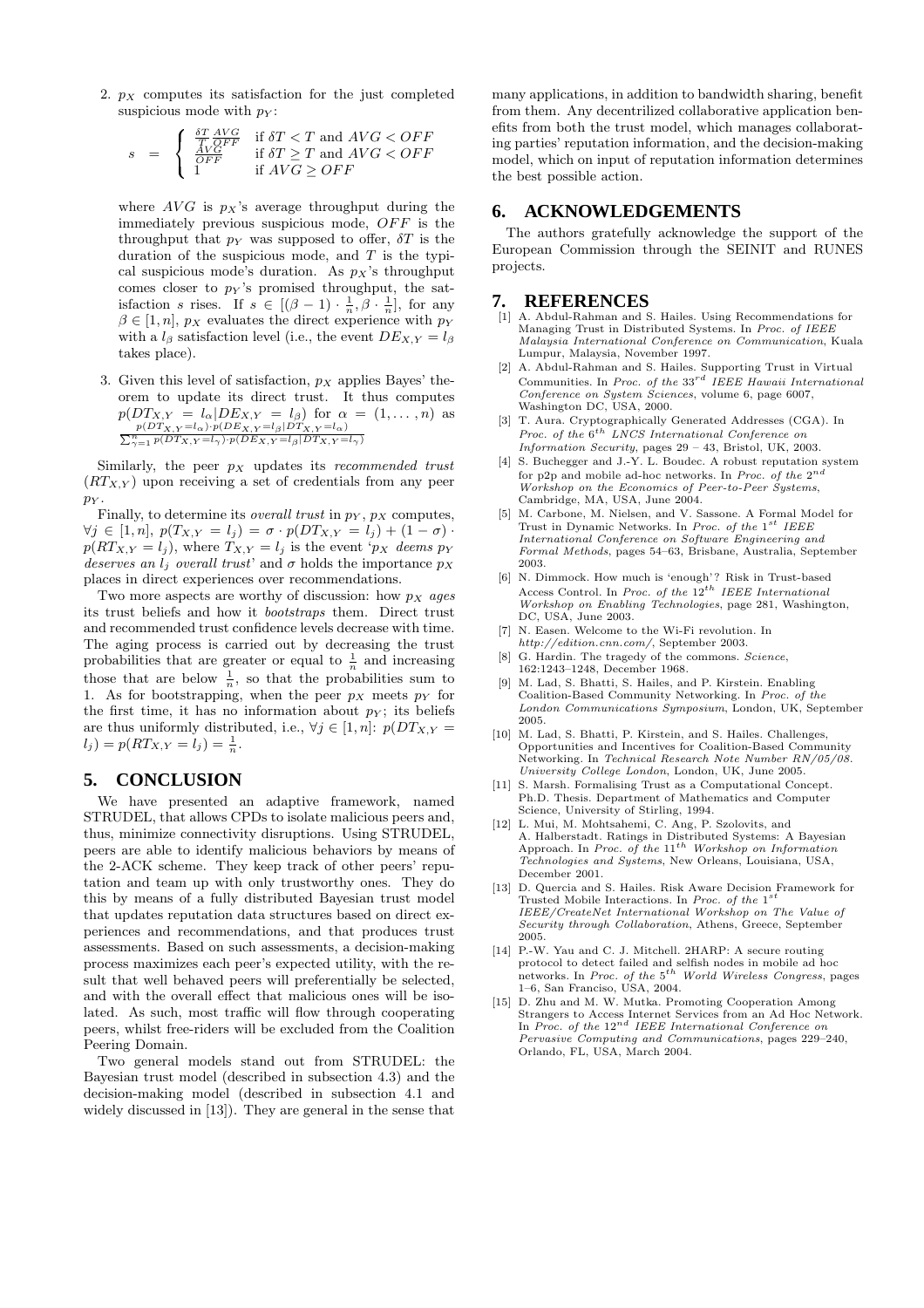2. $p_X$ computes its satisfaction for the just completed suspicious mode with $p_Y$:

$$s = \begin{cases} \frac{\delta T}{T}\frac{AVG}{OFF} & \text{if } \delta T < T \text{ and } AVG < OFF \\ \frac{AVG}{OFF} & \text{if } \delta T \geq T \text{ and } AVG < OFF \\ 1 & \text{if } AVG \geq OFF \end{cases}$$

where $AVG$ is $p_X$'s average throughput during the immediately previous suspicious mode, $OFF$ is the throughput that $p_Y$ was supposed to offer, $\delta T$ is the duration of the suspicious mode, and $T$ is the typical suspicious mode's duration. As $p_X$'s throughput comes closer to $p_Y$'s promised throughput, the satisfaction $s$ rises. If $s \in [(\beta - 1) \cdot \frac{1}{n}, \beta \cdot \frac{1}{n}]$, for any $\beta \in [1, n]$, $p_X$ evaluates the direct experience with $p_Y$ with a $l_\beta$ satisfaction level (i.e., the event $DE_{X,Y} = l_\beta$ takes place).

3. Given this level of satisfaction, $p_X$ applies Bayes' theorem to update its direct trust. It thus computes $p(DT_{X,Y} = l_\alpha | DE_{X,Y} = l_\beta)$ for $\alpha = (1, \ldots, n)$ as $\frac{p(DT_{X,Y}=l_\alpha) \cdot p(DE_{X,Y}=l_\beta | DT_{X,Y}=l_\alpha)}{\sum_{\gamma=1}^{n} p(DT_{X,Y}=l_\gamma) \cdot p(DE_{X,Y}=l_\beta | DT_{X,Y}=l_\gamma)}$

Similarly, the peer $p_X$ updates its *recommended trust* ($RT_{X,Y}$) upon receiving a set of credentials from any peer $p_Y$.

Finally, to determine its *overall trust* in $p_Y$, $p_X$ computes, $\forall j \in [1, n]$, $p(T_{X,Y} = l_j) = \sigma \cdot p(DT_{X,Y} = l_j) + (1 - \sigma) \cdot p(RT_{X,Y} = l_j)$, where $T_{X,Y} = l_j$ is the event '$p_X$ *deems* $p_Y$ *deserves an* $l_j$ *overall trust*' and $\sigma$ holds the importance $p_X$ places in direct experiences over recommendations.

Two more aspects are worthy of discussion: how $p_X$ *ages* its trust beliefs and how it *bootstraps* them. Direct trust and recommended trust confidence levels decrease with time. The aging process is carried out by decreasing the trust probabilities that are greater or equal to $\frac{1}{n}$ and increasing those that are below $\frac{1}{n}$, so that the probabilities sum to 1. As for bootstrapping, when the peer $p_X$ meets $p_Y$ for the first time, it has no information about $p_Y$; its beliefs are thus uniformly distributed, i.e., $\forall j \in [1, n]$: $p(DT_{X,Y} = l_j) = p(RT_{X,Y} = l_j) = \frac{1}{n}$.

## 5. CONCLUSION

We have presented an adaptive framework, named STRUDEL, that allows CPDs to isolate malicious peers and, thus, minimize connectivity disruptions. Using STRUDEL, peers are able to identify malicious behaviors by means of the 2-ACK scheme. They keep track of other peers' reputation and team up with only trustworthy ones. They do this by means of a fully distributed Bayesian trust model that updates reputation data structures based on direct experiences and recommendations, and that produces trust assessments. Based on such assessments, a decision-making process maximizes each peer's expected utility, with the result that well behaved peers will preferentially be selected, and with the overall effect that malicious ones will be isolated. As such, most traffic will flow through cooperating peers, whilst free-riders will be excluded from the Coalition Peering Domain.

Two general models stand out from STRUDEL: the Bayesian trust model (described in subsection 4.3) and the decision-making model (described in subsection 4.1 and widely discussed in [13]). They are general in the sense that many applications, in addition to bandwidth sharing, benefit from them. Any decentrilized collaborative application benefits from both the trust model, which manages collaborating parties' reputation information, and the decision-making model, which on input of reputation information determines the best possible action.

## 6. ACKNOWLEDGEMENTS

The authors gratefully acknowledge the support of the European Commission through the SEINIT and RUNES projects.

## 7. REFERENCES

[1] A. Abdul-Rahman and S. Hailes. Using Recommendations for Managing Trust in Distributed Systems. In *Proc. of IEEE Malaysia International Conference on Communication*, Kuala Lumpur, Malaysia, November 1997.

[2] A. Abdul-Rahman and S. Hailes. Supporting Trust in Virtual Communities. In *Proc. of the* $33^{rd}$ *IEEE Hawaii International Conference on System Sciences*, volume 6, page 6007, Washington DC, USA, 2000.

[3] T. Aura. Cryptographically Generated Addresses (CGA). In *Proc. of the* $6^{th}$ *LNCS International Conference on Information Security*, pages 29 – 43, Bristol, UK, 2003.

[4] S. Buchegger and J.-Y. L. Boudec. A robust reputation system for p2p and mobile ad-hoc networks. In *Proc. of the* $2^{nd}$ *Workshop on the Economics of Peer-to-Peer Systems*, Cambridge, MA, USA, June 2004.

[5] M. Carbone, M. Nielsen, and V. Sassone. A Formal Model for Trust in Dynamic Networks. In *Proc. of the* $1^{st}$ *IEEE International Conference on Software Engineering and Formal Methods*, pages 54–63, Brisbane, Australia, September 2003.

[6] N. Dimmock. How much is 'enough'? Risk in Trust-based Access Control. In *Proc. of the* $12^{th}$ *IEEE International Workshop on Enabling Technologies*, page 281, Washington, DC, USA, June 2003.

[7] N. Easen. Welcome to the Wi-Fi revolution. In *http://edition.cnn.com/*, September 2003.

[8] G. Hardin. The tragedy of the commons. *Science*, 162:1243–1248, December 1968.

[9] M. Lad, S. Bhatti, S. Hailes, and P. Kirstein. Enabling Coalition-Based Community Networking. In *Proc. of the London Communications Symposium*, London, UK, September 2005.

[10] M. Lad, S. Bhatti, P. Kirstein, and S. Hailes. Challenges, Opportunities and Incentives for Coalition-Based Community Networking. In *Technical Research Note Number RN/05/08. University College London*, London, UK, June 2005.

[11] S. Marsh. Formalising Trust as a Computational Concept. Ph.D. Thesis. Department of Mathematics and Computer Science, University of Stirling, 1994.

[12] L. Mui, M. Mohtsahemi, C. Ang, P. Szolovits, and A. Halberstadt. Ratings in Distributed Systems: A Bayesian Approach. In *Proc. of the* $11^{th}$ *Workshop on Information Technologies and Systems*, New Orleans, Louisiana, USA, December 2001.

[13] D. Quercia and S. Hailes. Risk Aware Decision Framework for Trusted Mobile Interactions. In *Proc. of the* $1^{st}$ *IEEE/CreateNet International Workshop on The Value of Security through Collaboration*, Athens, Greece, September 2005.

[14] P.-W. Yau and C. J. Mitchell. 2HARP: A secure routing protocol to detect failed and selfish nodes in mobile ad hoc networks. In *Proc. of the* $5^{th}$ *World Wireless Congress*, pages 1–6, San Franciso, USA, 2004.

[15] D. Zhu and M. W. Mutka. Promoting Cooperation Among Strangers to Access Internet Services from an Ad Hoc Network. In *Proc. of the* $12^{nd}$ *IEEE International Conference on Pervasive Computing and Communications*, pages 229–240, Orlando, FL, USA, March 2004.